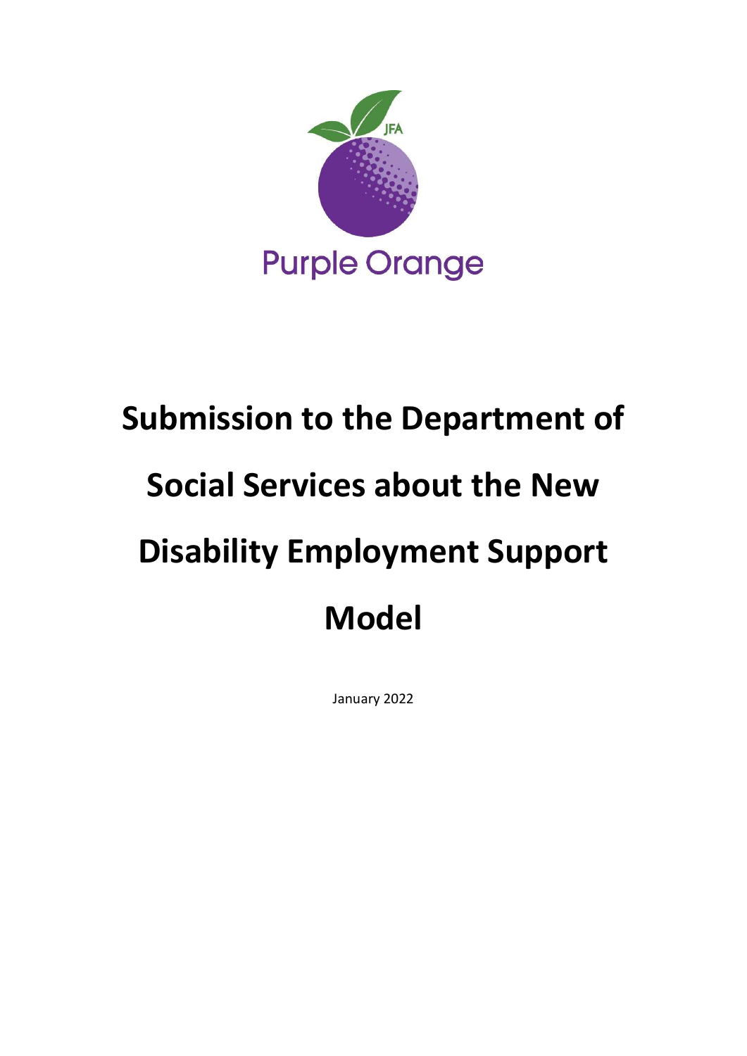JFA

Purple Orange

# Submission to the Department of Social Services about the New Disability Employment Support Model

January 2022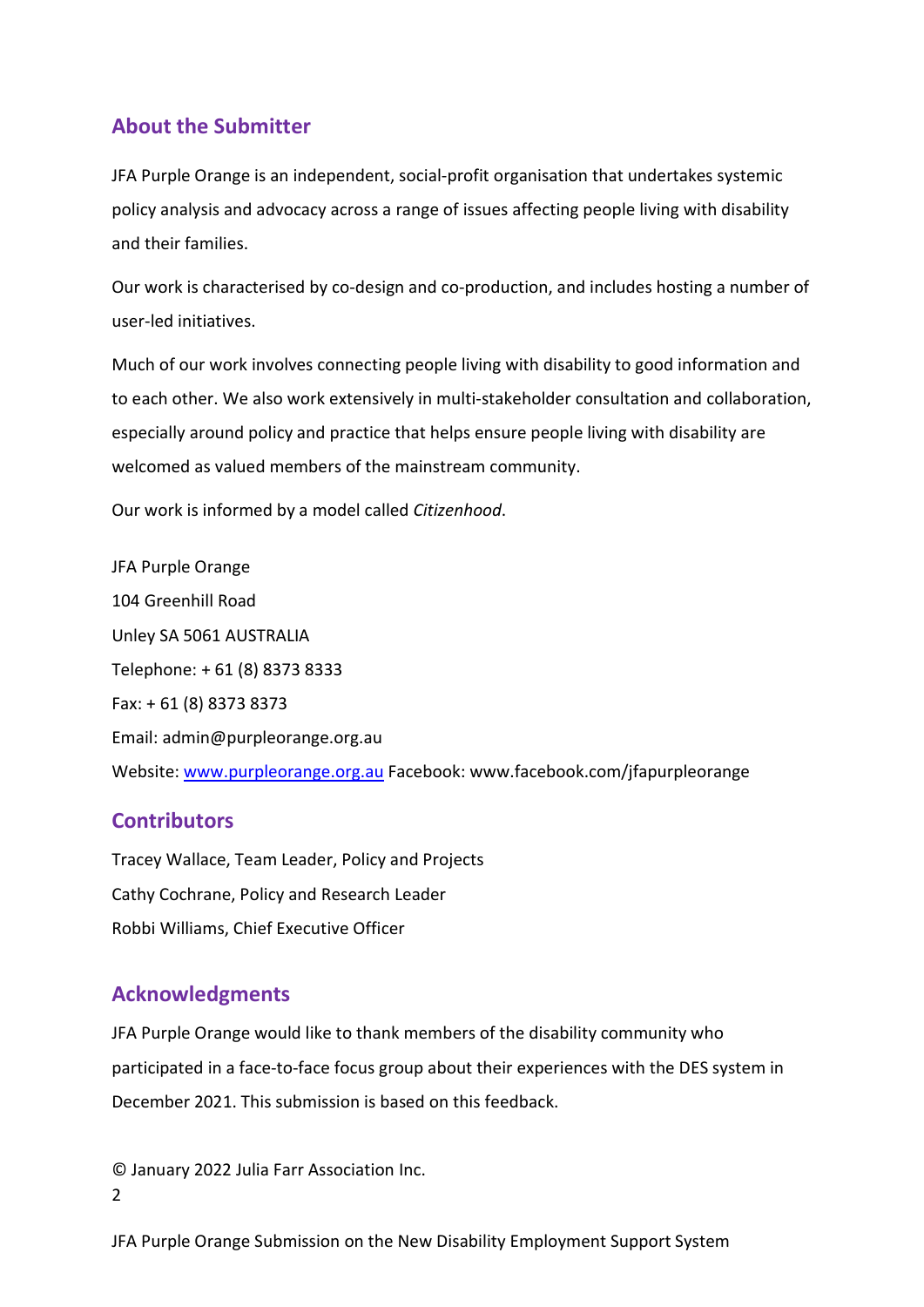## About the Submitter

JFA Purple Orange is an independent, social-profit organisation that undertakes systemic policy analysis and advocacy across a range of issues affecting people living with disability and their families.

Our work is characterised by co-design and co-production, and includes hosting a number of user-led initiatives.

Much of our work involves connecting people living with disability to good information and to each other. We also work extensively in multi-stakeholder consultation and collaboration, especially around policy and practice that helps ensure people living with disability are welcomed as valued members of the mainstream community.

Our work is informed by a model called *Citizenhood*.

JFA Purple Orange
104 Greenhill Road
Unley SA 5061 AUSTRALIA
Telephone: + 61 (8) 8373 8333
Fax: + 61 (8) 8373 8373
Email: admin@purpleorange.org.au
Website: [www.purpleorange.org.au](www.purpleorange.org.au) Facebook: www.facebook.com/jfapurpleorange

## Contributors

Tracey Wallace, Team Leader, Policy and Projects
Cathy Cochrane, Policy and Research Leader
Robbi Williams, Chief Executive Officer

## Acknowledgments

JFA Purple Orange would like to thank members of the disability community who participated in a face-to-face focus group about their experiences with the DES system in December 2021. This submission is based on this feedback.

© January 2022 Julia Farr Association Inc.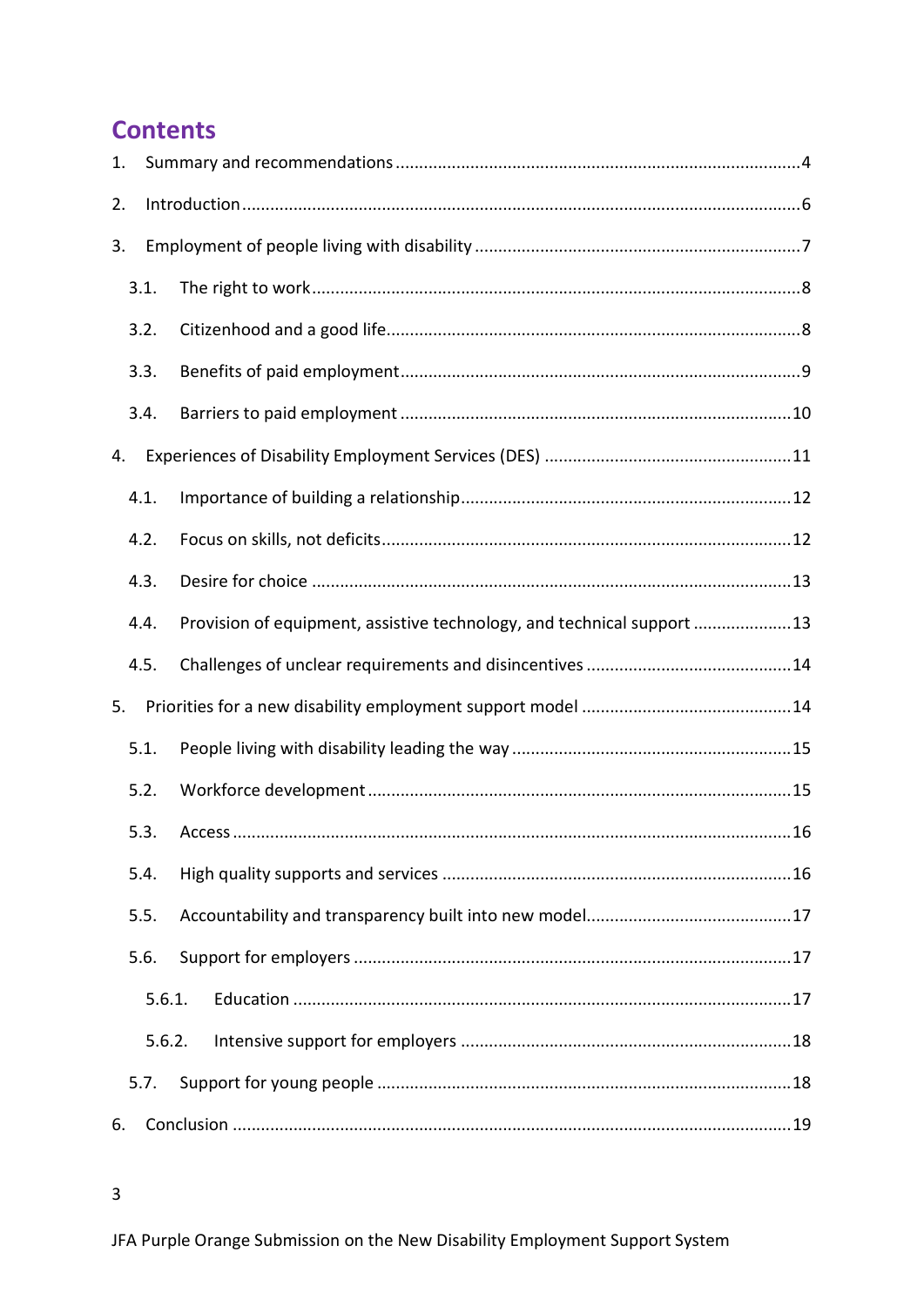# Contents

1. Summary and recommendations ..... 4
2. Introduction ..... 6
3. Employment of people living with disability ..... 7
   - 3.1. The right to work ..... 8
   - 3.2. Citizenhood and a good life ..... 8
   - 3.3. Benefits of paid employment ..... 9
   - 3.4. Barriers to paid employment ..... 10
4. Experiences of Disability Employment Services (DES) ..... 11
   - 4.1. Importance of building a relationship ..... 12
   - 4.2. Focus on skills, not deficits ..... 12
   - 4.3. Desire for choice ..... 13
   - 4.4. Provision of equipment, assistive technology, and technical support ..... 13
   - 4.5. Challenges of unclear requirements and disincentives ..... 14
5. Priorities for a new disability employment support model ..... 14
   - 5.1. People living with disability leading the way ..... 15
   - 5.2. Workforce development ..... 15
   - 5.3. Access ..... 16
   - 5.4. High quality supports and services ..... 16
   - 5.5. Accountability and transparency built into new model ..... 17
   - 5.6. Support for employers ..... 17
     - 5.6.1. Education ..... 17
     - 5.6.2. Intensive support for employers ..... 18
   - 5.7. Support for young people ..... 18
6. Conclusion ..... 19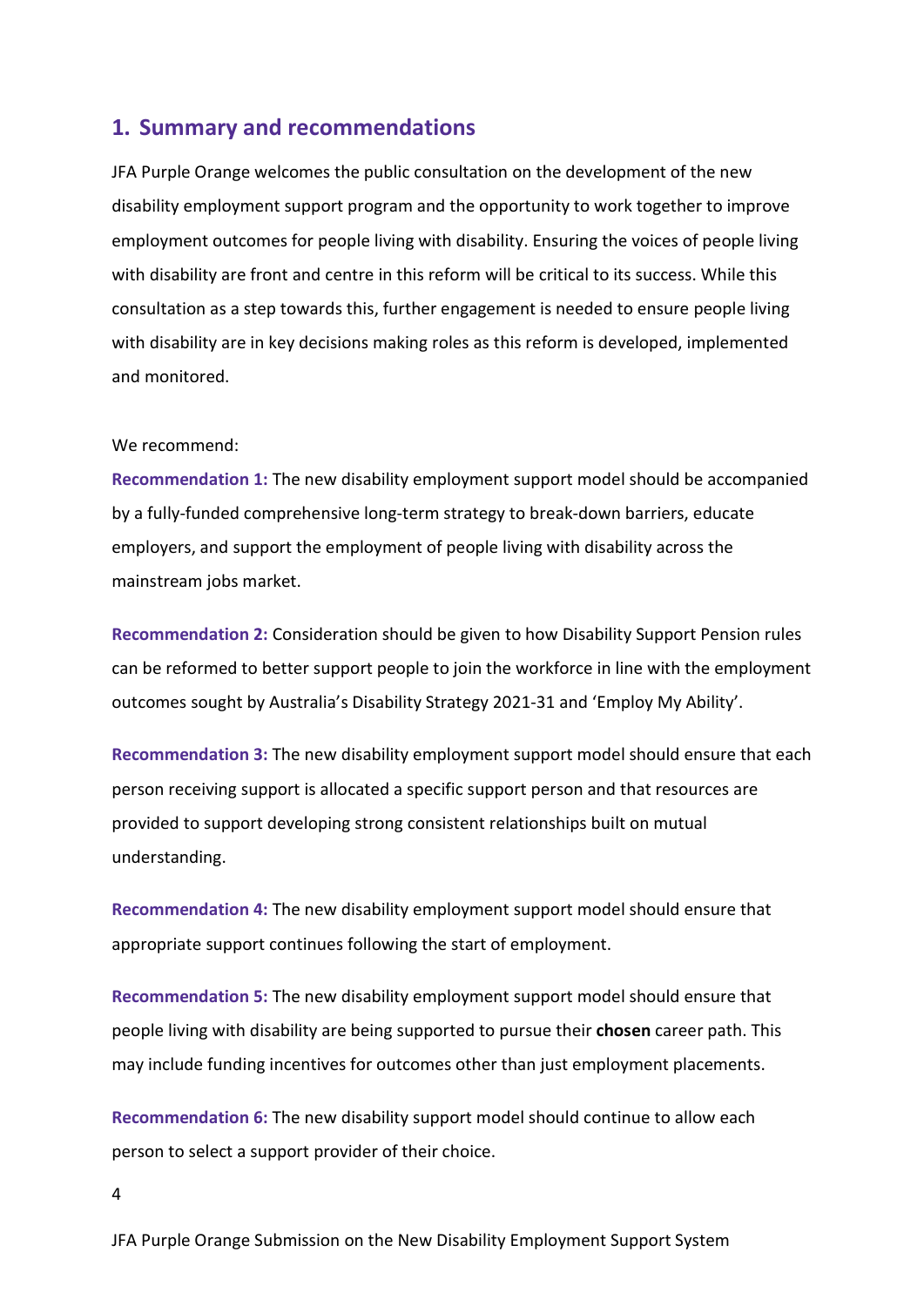## 1. Summary and recommendations

JFA Purple Orange welcomes the public consultation on the development of the new disability employment support program and the opportunity to work together to improve employment outcomes for people living with disability. Ensuring the voices of people living with disability are front and centre in this reform will be critical to its success. While this consultation as a step towards this, further engagement is needed to ensure people living with disability are in key decisions making roles as this reform is developed, implemented and monitored.

We recommend:

**Recommendation 1:** The new disability employment support model should be accompanied by a fully-funded comprehensive long-term strategy to break-down barriers, educate employers, and support the employment of people living with disability across the mainstream jobs market.

**Recommendation 2:** Consideration should be given to how Disability Support Pension rules can be reformed to better support people to join the workforce in line with the employment outcomes sought by Australia's Disability Strategy 2021-31 and 'Employ My Ability'.

**Recommendation 3:** The new disability employment support model should ensure that each person receiving support is allocated a specific support person and that resources are provided to support developing strong consistent relationships built on mutual understanding.

**Recommendation 4:** The new disability employment support model should ensure that appropriate support continues following the start of employment.

**Recommendation 5:** The new disability employment support model should ensure that people living with disability are being supported to pursue their **chosen** career path. This may include funding incentives for outcomes other than just employment placements.

**Recommendation 6:** The new disability support model should continue to allow each person to select a support provider of their choice.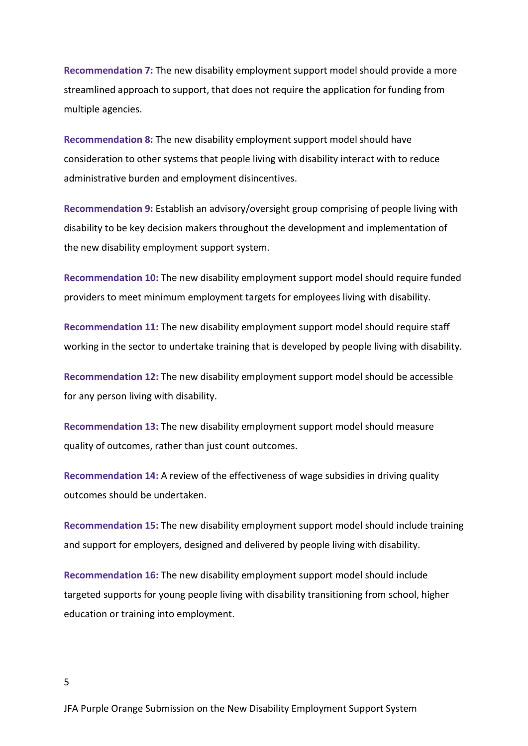**Recommendation 7:** The new disability employment support model should provide a more streamlined approach to support, that does not require the application for funding from multiple agencies.

**Recommendation 8:** The new disability employment support model should have consideration to other systems that people living with disability interact with to reduce administrative burden and employment disincentives.

**Recommendation 9:** Establish an advisory/oversight group comprising of people living with disability to be key decision makers throughout the development and implementation of the new disability employment support system.

**Recommendation 10:** The new disability employment support model should require funded providers to meet minimum employment targets for employees living with disability.

**Recommendation 11:** The new disability employment support model should require staff working in the sector to undertake training that is developed by people living with disability.

**Recommendation 12:** The new disability employment support model should be accessible for any person living with disability.

**Recommendation 13:** The new disability employment support model should measure quality of outcomes, rather than just count outcomes.

**Recommendation 14:** A review of the effectiveness of wage subsidies in driving quality outcomes should be undertaken.

**Recommendation 15:** The new disability employment support model should include training and support for employers, designed and delivered by people living with disability.

**Recommendation 16:** The new disability employment support model should include targeted supports for young people living with disability transitioning from school, higher education or training into employment.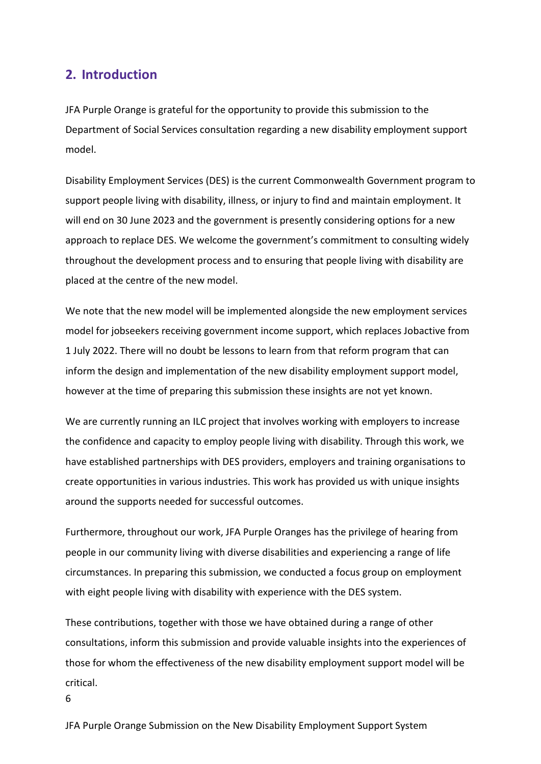## 2. Introduction

JFA Purple Orange is grateful for the opportunity to provide this submission to the Department of Social Services consultation regarding a new disability employment support model.

Disability Employment Services (DES) is the current Commonwealth Government program to support people living with disability, illness, or injury to find and maintain employment. It will end on 30 June 2023 and the government is presently considering options for a new approach to replace DES. We welcome the government's commitment to consulting widely throughout the development process and to ensuring that people living with disability are placed at the centre of the new model.

We note that the new model will be implemented alongside the new employment services model for jobseekers receiving government income support, which replaces Jobactive from 1 July 2022. There will no doubt be lessons to learn from that reform program that can inform the design and implementation of the new disability employment support model, however at the time of preparing this submission these insights are not yet known.

We are currently running an ILC project that involves working with employers to increase the confidence and capacity to employ people living with disability. Through this work, we have established partnerships with DES providers, employers and training organisations to create opportunities in various industries. This work has provided us with unique insights around the supports needed for successful outcomes.

Furthermore, throughout our work, JFA Purple Oranges has the privilege of hearing from people in our community living with diverse disabilities and experiencing a range of life circumstances. In preparing this submission, we conducted a focus group on employment with eight people living with disability with experience with the DES system.

These contributions, together with those we have obtained during a range of other consultations, inform this submission and provide valuable insights into the experiences of those for whom the effectiveness of the new disability employment support model will be critical.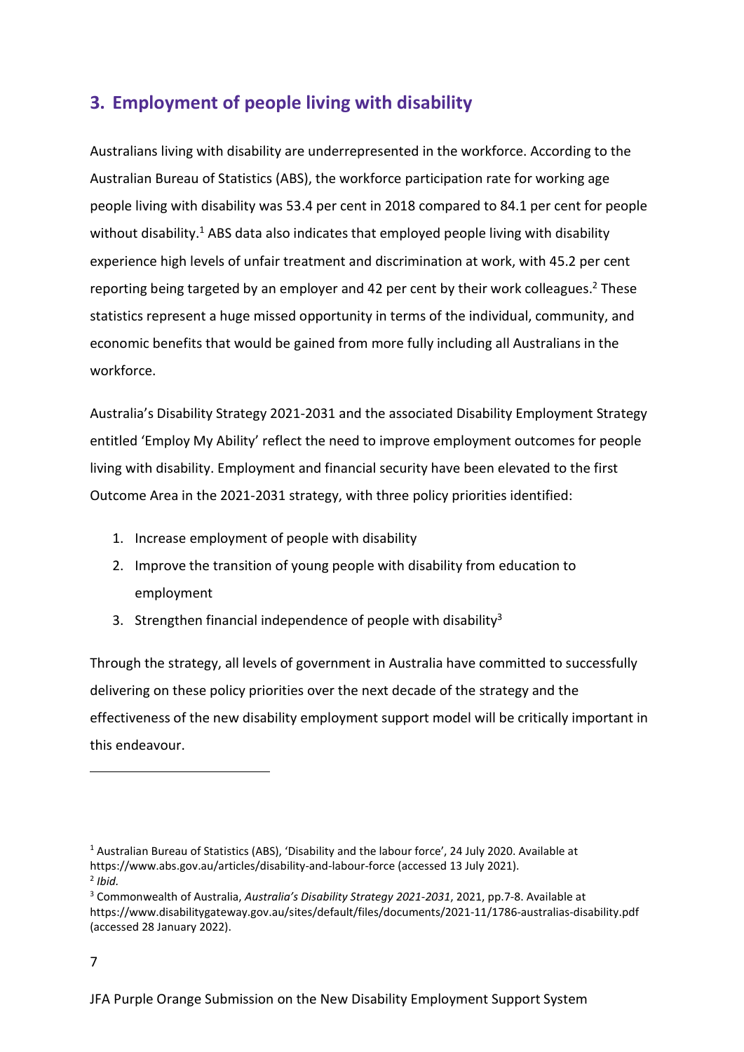## 3. Employment of people living with disability

Australians living with disability are underrepresented in the workforce. According to the Australian Bureau of Statistics (ABS), the workforce participation rate for working age people living with disability was 53.4 per cent in 2018 compared to 84.1 per cent for people without disability.[1] ABS data also indicates that employed people living with disability experience high levels of unfair treatment and discrimination at work, with 45.2 per cent reporting being targeted by an employer and 42 per cent by their work colleagues.[2] These statistics represent a huge missed opportunity in terms of the individual, community, and economic benefits that would be gained from more fully including all Australians in the workforce.

Australia's Disability Strategy 2021-2031 and the associated Disability Employment Strategy entitled 'Employ My Ability' reflect the need to improve employment outcomes for people living with disability. Employment and financial security have been elevated to the first Outcome Area in the 2021-2031 strategy, with three policy priorities identified:

1. Increase employment of people with disability
2. Improve the transition of young people with disability from education to employment
3. Strengthen financial independence of people with disability[3]

Through the strategy, all levels of government in Australia have committed to successfully delivering on these policy priorities over the next decade of the strategy and the effectiveness of the new disability employment support model will be critically important in this endeavour.

---

[1] Australian Bureau of Statistics (ABS), 'Disability and the labour force', 24 July 2020. Available at https://www.abs.gov.au/articles/disability-and-labour-force (accessed 13 July 2021).

[2] *Ibid.*

[3] Commonwealth of Australia, *Australia's Disability Strategy 2021-2031*, 2021, pp.7-8. Available at https://www.disabilitygateway.gov.au/sites/default/files/documents/2021-11/1786-australias-disability.pdf (accessed 28 January 2022).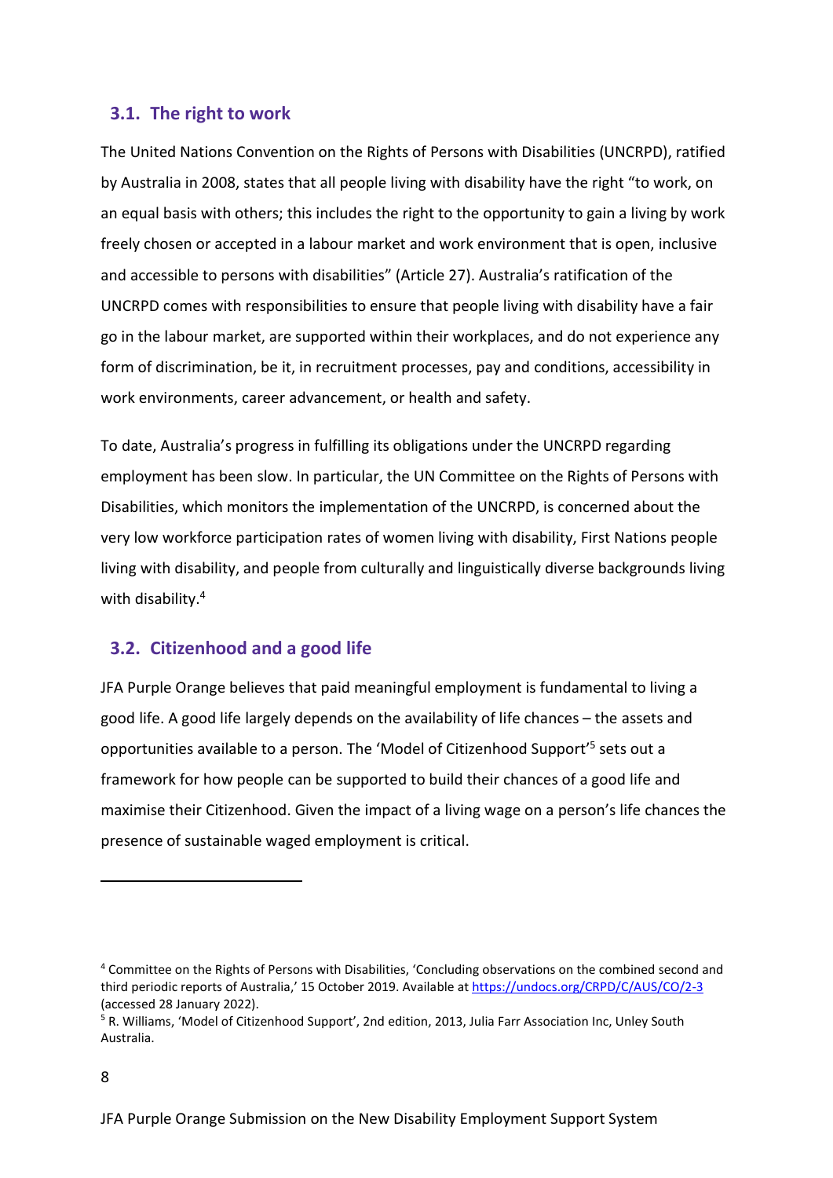## 3.1. The right to work

The United Nations Convention on the Rights of Persons with Disabilities (UNCRPD), ratified by Australia in 2008, states that all people living with disability have the right "to work, on an equal basis with others; this includes the right to the opportunity to gain a living by work freely chosen or accepted in a labour market and work environment that is open, inclusive and accessible to persons with disabilities" (Article 27). Australia's ratification of the UNCRPD comes with responsibilities to ensure that people living with disability have a fair go in the labour market, are supported within their workplaces, and do not experience any form of discrimination, be it, in recruitment processes, pay and conditions, accessibility in work environments, career advancement, or health and safety.

To date, Australia's progress in fulfilling its obligations under the UNCRPD regarding employment has been slow. In particular, the UN Committee on the Rights of Persons with Disabilities, which monitors the implementation of the UNCRPD, is concerned about the very low workforce participation rates of women living with disability, First Nations people living with disability, and people from culturally and linguistically diverse backgrounds living with disability.[4]

## 3.2. Citizenhood and a good life

JFA Purple Orange believes that paid meaningful employment is fundamental to living a good life. A good life largely depends on the availability of life chances – the assets and opportunities available to a person. The 'Model of Citizenhood Support'[5] sets out a framework for how people can be supported to build their chances of a good life and maximise their Citizenhood. Given the impact of a living wage on a person's life chances the presence of sustainable waged employment is critical.

---

[4] Committee on the Rights of Persons with Disabilities, 'Concluding observations on the combined second and third periodic reports of Australia,' 15 October 2019. Available at https://undocs.org/CRPD/C/AUS/CO/2-3 (accessed 28 January 2022).

[5] R. Williams, 'Model of Citizenhood Support', 2nd edition, 2013, Julia Farr Association Inc, Unley South Australia.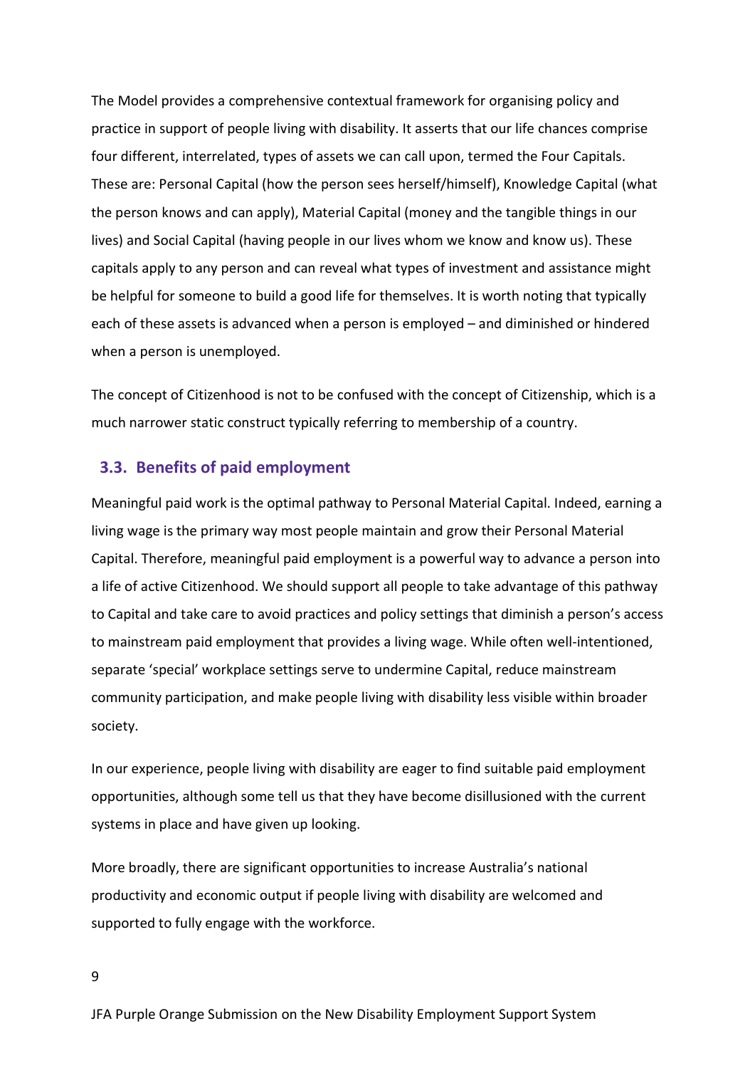The Model provides a comprehensive contextual framework for organising policy and practice in support of people living with disability. It asserts that our life chances comprise four different, interrelated, types of assets we can call upon, termed the Four Capitals. These are: Personal Capital (how the person sees herself/himself), Knowledge Capital (what the person knows and can apply), Material Capital (money and the tangible things in our lives) and Social Capital (having people in our lives whom we know and know us). These capitals apply to any person and can reveal what types of investment and assistance might be helpful for someone to build a good life for themselves. It is worth noting that typically each of these assets is advanced when a person is employed – and diminished or hindered when a person is unemployed.

The concept of Citizenhood is not to be confused with the concept of Citizenship, which is a much narrower static construct typically referring to membership of a country.

## 3.3. Benefits of paid employment

Meaningful paid work is the optimal pathway to Personal Material Capital. Indeed, earning a living wage is the primary way most people maintain and grow their Personal Material Capital. Therefore, meaningful paid employment is a powerful way to advance a person into a life of active Citizenhood. We should support all people to take advantage of this pathway to Capital and take care to avoid practices and policy settings that diminish a person's access to mainstream paid employment that provides a living wage. While often well-intentioned, separate 'special' workplace settings serve to undermine Capital, reduce mainstream community participation, and make people living with disability less visible within broader society.

In our experience, people living with disability are eager to find suitable paid employment opportunities, although some tell us that they have become disillusioned with the current systems in place and have given up looking.

More broadly, there are significant opportunities to increase Australia's national productivity and economic output if people living with disability are welcomed and supported to fully engage with the workforce.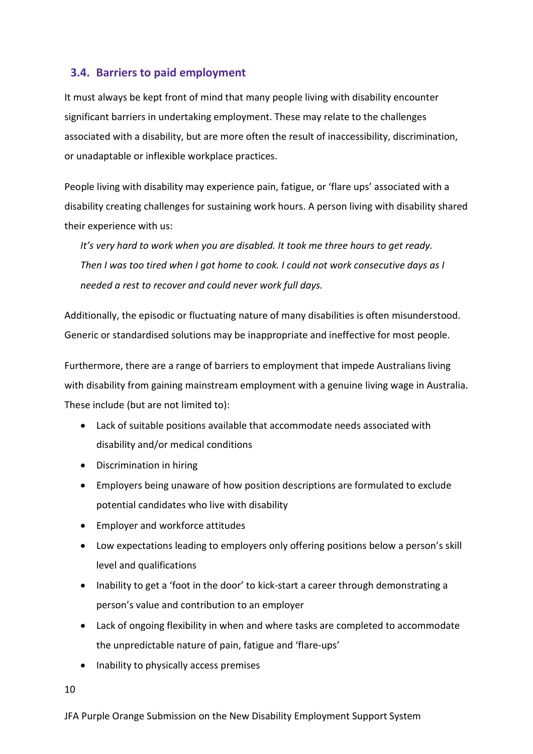## 3.4. Barriers to paid employment

It must always be kept front of mind that many people living with disability encounter significant barriers in undertaking employment. These may relate to the challenges associated with a disability, but are more often the result of inaccessibility, discrimination, or unadaptable or inflexible workplace practices.

People living with disability may experience pain, fatigue, or 'flare ups' associated with a disability creating challenges for sustaining work hours. A person living with disability shared their experience with us:

> *It's very hard to work when you are disabled. It took me three hours to get ready. Then I was too tired when I got home to cook. I could not work consecutive days as I needed a rest to recover and could never work full days.*

Additionally, the episodic or fluctuating nature of many disabilities is often misunderstood. Generic or standardised solutions may be inappropriate and ineffective for most people.

Furthermore, there are a range of barriers to employment that impede Australians living with disability from gaining mainstream employment with a genuine living wage in Australia. These include (but are not limited to):

- Lack of suitable positions available that accommodate needs associated with disability and/or medical conditions
- Discrimination in hiring
- Employers being unaware of how position descriptions are formulated to exclude potential candidates who live with disability
- Employer and workforce attitudes
- Low expectations leading to employers only offering positions below a person's skill level and qualifications
- Inability to get a 'foot in the door' to kick-start a career through demonstrating a person's value and contribution to an employer
- Lack of ongoing flexibility in when and where tasks are completed to accommodate the unpredictable nature of pain, fatigue and 'flare-ups'
- Inability to physically access premises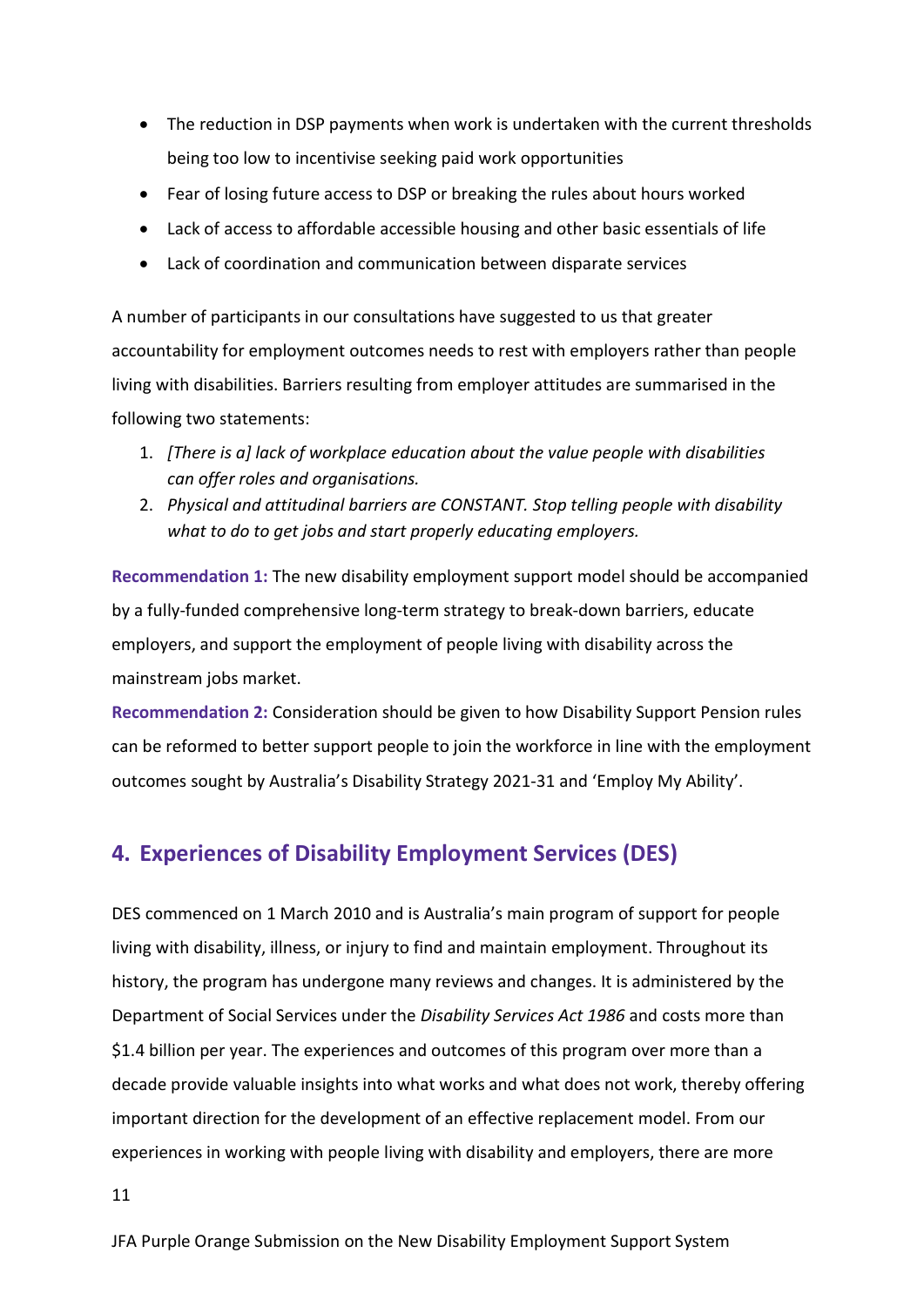- The reduction in DSP payments when work is undertaken with the current thresholds being too low to incentivise seeking paid work opportunities
- Fear of losing future access to DSP or breaking the rules about hours worked
- Lack of access to affordable accessible housing and other basic essentials of life
- Lack of coordination and communication between disparate services

A number of participants in our consultations have suggested to us that greater accountability for employment outcomes needs to rest with employers rather than people living with disabilities. Barriers resulting from employer attitudes are summarised in the following two statements:

1. *[There is a] lack of workplace education about the value people with disabilities can offer roles and organisations.*
2. *Physical and attitudinal barriers are CONSTANT. Stop telling people with disability what to do to get jobs and start properly educating employers.*

**Recommendation 1:** The new disability employment support model should be accompanied by a fully-funded comprehensive long-term strategy to break-down barriers, educate employers, and support the employment of people living with disability across the mainstream jobs market.

**Recommendation 2:** Consideration should be given to how Disability Support Pension rules can be reformed to better support people to join the workforce in line with the employment outcomes sought by Australia's Disability Strategy 2021-31 and 'Employ My Ability'.

## 4. Experiences of Disability Employment Services (DES)

DES commenced on 1 March 2010 and is Australia's main program of support for people living with disability, illness, or injury to find and maintain employment. Throughout its history, the program has undergone many reviews and changes. It is administered by the Department of Social Services under the *Disability Services Act 1986* and costs more than $1.4 billion per year. The experiences and outcomes of this program over more than a decade provide valuable insights into what works and what does not work, thereby offering important direction for the development of an effective replacement model. From our experiences in working with people living with disability and employers, there are more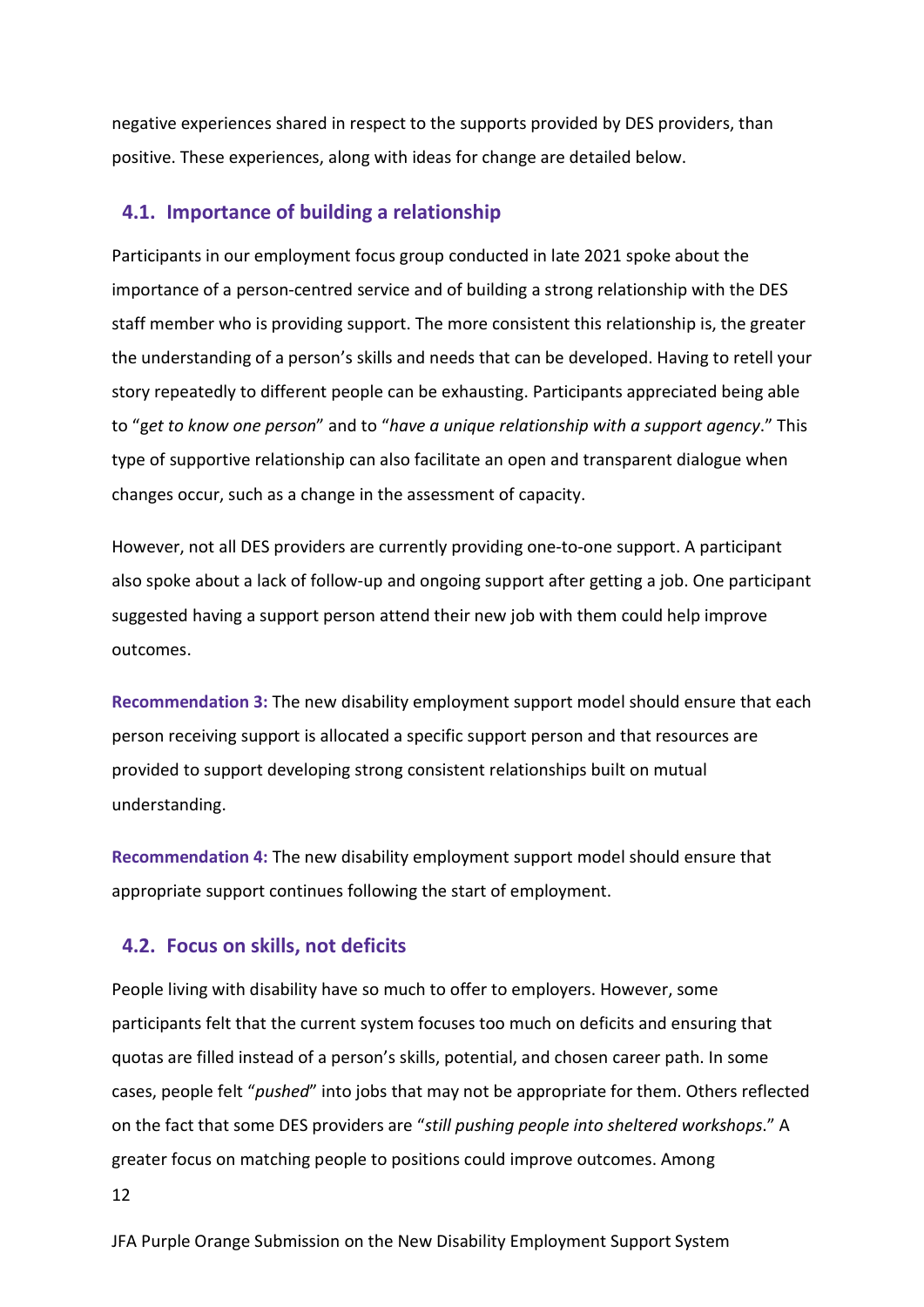negative experiences shared in respect to the supports provided by DES providers, than positive. These experiences, along with ideas for change are detailed below.

## 4.1. Importance of building a relationship

Participants in our employment focus group conducted in late 2021 spoke about the importance of a person-centred service and of building a strong relationship with the DES staff member who is providing support. The more consistent this relationship is, the greater the understanding of a person's skills and needs that can be developed. Having to retell your story repeatedly to different people can be exhausting. Participants appreciated being able to "*get to know one person*" and to "*have a unique relationship with a support agency*." This type of supportive relationship can also facilitate an open and transparent dialogue when changes occur, such as a change in the assessment of capacity.

However, not all DES providers are currently providing one-to-one support. A participant also spoke about a lack of follow-up and ongoing support after getting a job. One participant suggested having a support person attend their new job with them could help improve outcomes.

**Recommendation 3:** The new disability employment support model should ensure that each person receiving support is allocated a specific support person and that resources are provided to support developing strong consistent relationships built on mutual understanding.

**Recommendation 4:** The new disability employment support model should ensure that appropriate support continues following the start of employment.

## 4.2. Focus on skills, not deficits

People living with disability have so much to offer to employers. However, some participants felt that the current system focuses too much on deficits and ensuring that quotas are filled instead of a person's skills, potential, and chosen career path. In some cases, people felt "*pushed*" into jobs that may not be appropriate for them. Others reflected on the fact that some DES providers are "*still pushing people into sheltered workshops*." A greater focus on matching people to positions could improve outcomes. Among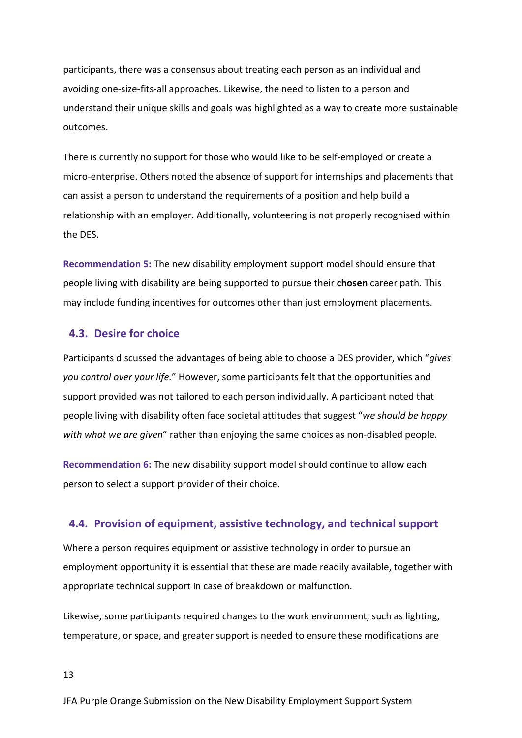participants, there was a consensus about treating each person as an individual and avoiding one-size-fits-all approaches. Likewise, the need to listen to a person and understand their unique skills and goals was highlighted as a way to create more sustainable outcomes.

There is currently no support for those who would like to be self-employed or create a micro-enterprise. Others noted the absence of support for internships and placements that can assist a person to understand the requirements of a position and help build a relationship with an employer. Additionally, volunteering is not properly recognised within the DES.

**Recommendation 5:** The new disability employment support model should ensure that people living with disability are being supported to pursue their **chosen** career path. This may include funding incentives for outcomes other than just employment placements.

## 4.3. Desire for choice

Participants discussed the advantages of being able to choose a DES provider, which "*gives you control over your life.*" However, some participants felt that the opportunities and support provided was not tailored to each person individually. A participant noted that people living with disability often face societal attitudes that suggest "*we should be happy with what we are given*" rather than enjoying the same choices as non-disabled people.

**Recommendation 6:** The new disability support model should continue to allow each person to select a support provider of their choice.

## 4.4. Provision of equipment, assistive technology, and technical support

Where a person requires equipment or assistive technology in order to pursue an employment opportunity it is essential that these are made readily available, together with appropriate technical support in case of breakdown or malfunction.

Likewise, some participants required changes to the work environment, such as lighting, temperature, or space, and greater support is needed to ensure these modifications are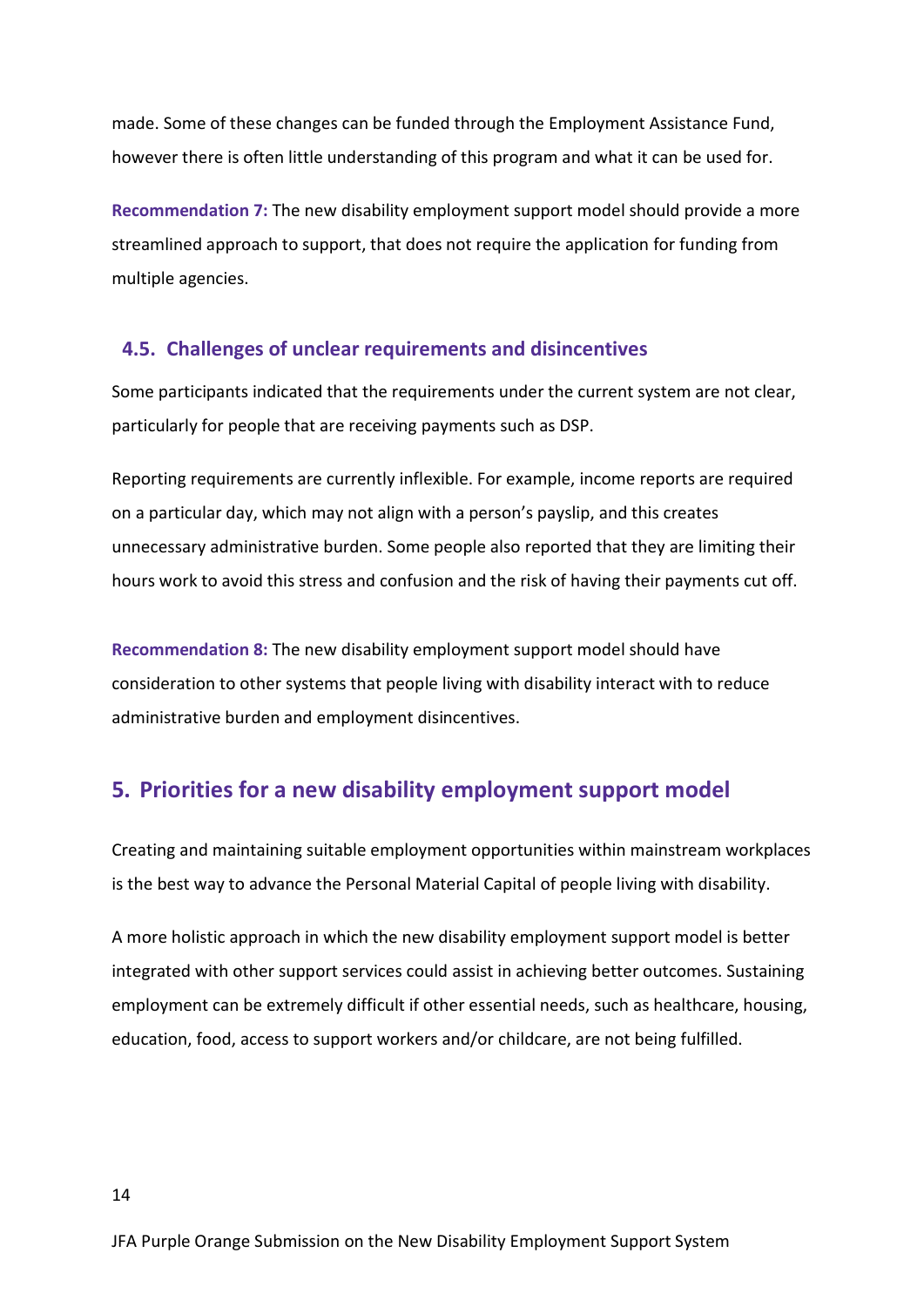made. Some of these changes can be funded through the Employment Assistance Fund, however there is often little understanding of this program and what it can be used for.

**Recommendation 7:** The new disability employment support model should provide a more streamlined approach to support, that does not require the application for funding from multiple agencies.

### 4.5. Challenges of unclear requirements and disincentives

Some participants indicated that the requirements under the current system are not clear, particularly for people that are receiving payments such as DSP.

Reporting requirements are currently inflexible. For example, income reports are required on a particular day, which may not align with a person's payslip, and this creates unnecessary administrative burden. Some people also reported that they are limiting their hours work to avoid this stress and confusion and the risk of having their payments cut off.

**Recommendation 8:** The new disability employment support model should have consideration to other systems that people living with disability interact with to reduce administrative burden and employment disincentives.

## 5. Priorities for a new disability employment support model

Creating and maintaining suitable employment opportunities within mainstream workplaces is the best way to advance the Personal Material Capital of people living with disability.

A more holistic approach in which the new disability employment support model is better integrated with other support services could assist in achieving better outcomes. Sustaining employment can be extremely difficult if other essential needs, such as healthcare, housing, education, food, access to support workers and/or childcare, are not being fulfilled.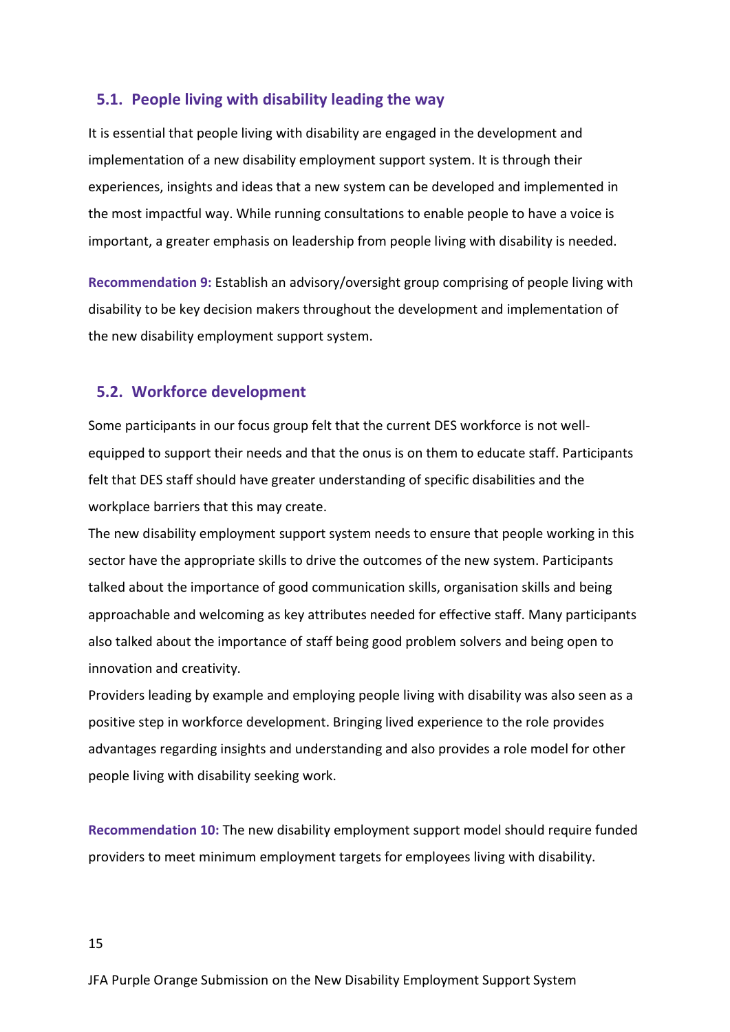## 5.1. People living with disability leading the way

It is essential that people living with disability are engaged in the development and implementation of a new disability employment support system. It is through their experiences, insights and ideas that a new system can be developed and implemented in the most impactful way. While running consultations to enable people to have a voice is important, a greater emphasis on leadership from people living with disability is needed.

**Recommendation 9:** Establish an advisory/oversight group comprising of people living with disability to be key decision makers throughout the development and implementation of the new disability employment support system.

## 5.2. Workforce development

Some participants in our focus group felt that the current DES workforce is not well-equipped to support their needs and that the onus is on them to educate staff. Participants felt that DES staff should have greater understanding of specific disabilities and the workplace barriers that this may create.

The new disability employment support system needs to ensure that people working in this sector have the appropriate skills to drive the outcomes of the new system. Participants talked about the importance of good communication skills, organisation skills and being approachable and welcoming as key attributes needed for effective staff. Many participants also talked about the importance of staff being good problem solvers and being open to innovation and creativity.

Providers leading by example and employing people living with disability was also seen as a positive step in workforce development. Bringing lived experience to the role provides advantages regarding insights and understanding and also provides a role model for other people living with disability seeking work.

**Recommendation 10:** The new disability employment support model should require funded providers to meet minimum employment targets for employees living with disability.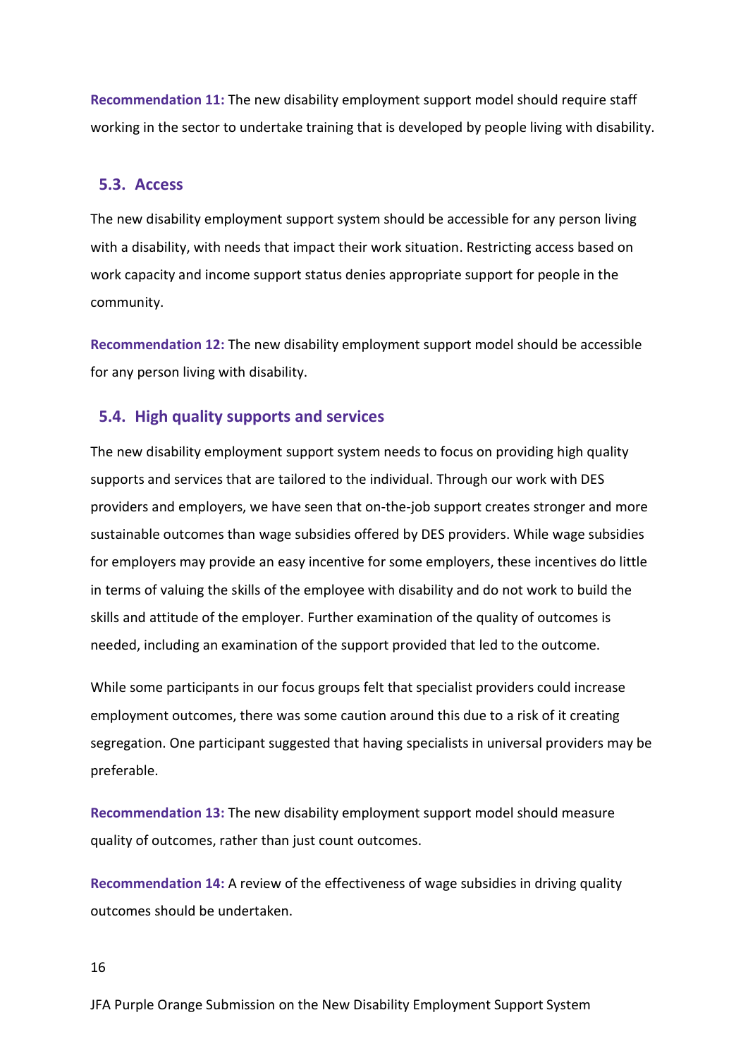**Recommendation 11:** The new disability employment support model should require staff working in the sector to undertake training that is developed by people living with disability.

## 5.3. Access

The new disability employment support system should be accessible for any person living with a disability, with needs that impact their work situation. Restricting access based on work capacity and income support status denies appropriate support for people in the community.

**Recommendation 12:** The new disability employment support model should be accessible for any person living with disability.

## 5.4. High quality supports and services

The new disability employment support system needs to focus on providing high quality supports and services that are tailored to the individual. Through our work with DES providers and employers, we have seen that on-the-job support creates stronger and more sustainable outcomes than wage subsidies offered by DES providers. While wage subsidies for employers may provide an easy incentive for some employers, these incentives do little in terms of valuing the skills of the employee with disability and do not work to build the skills and attitude of the employer. Further examination of the quality of outcomes is needed, including an examination of the support provided that led to the outcome.

While some participants in our focus groups felt that specialist providers could increase employment outcomes, there was some caution around this due to a risk of it creating segregation. One participant suggested that having specialists in universal providers may be preferable.

**Recommendation 13:** The new disability employment support model should measure quality of outcomes, rather than just count outcomes.

**Recommendation 14:** A review of the effectiveness of wage subsidies in driving quality outcomes should be undertaken.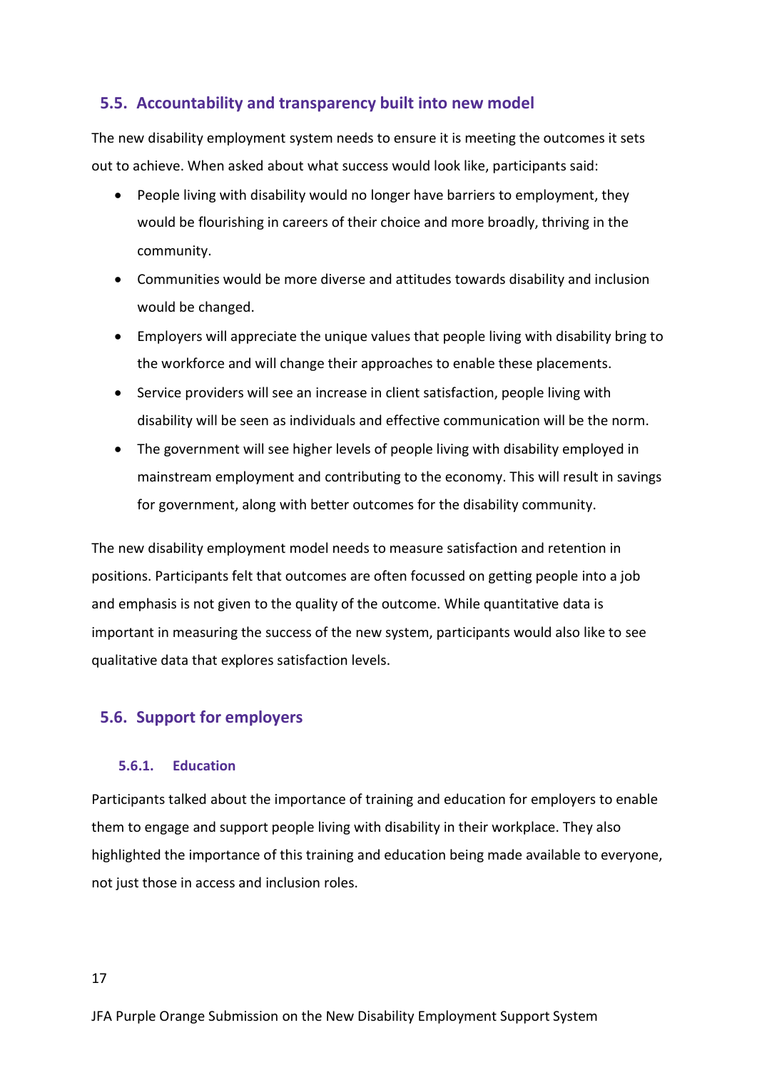## 5.5. Accountability and transparency built into new model

The new disability employment system needs to ensure it is meeting the outcomes it sets out to achieve. When asked about what success would look like, participants said:

- People living with disability would no longer have barriers to employment, they would be flourishing in careers of their choice and more broadly, thriving in the community.
- Communities would be more diverse and attitudes towards disability and inclusion would be changed.
- Employers will appreciate the unique values that people living with disability bring to the workforce and will change their approaches to enable these placements.
- Service providers will see an increase in client satisfaction, people living with disability will be seen as individuals and effective communication will be the norm.
- The government will see higher levels of people living with disability employed in mainstream employment and contributing to the economy. This will result in savings for government, along with better outcomes for the disability community.

The new disability employment model needs to measure satisfaction and retention in positions. Participants felt that outcomes are often focussed on getting people into a job and emphasis is not given to the quality of the outcome. While quantitative data is important in measuring the success of the new system, participants would also like to see qualitative data that explores satisfaction levels.

## 5.6. Support for employers

### 5.6.1. Education

Participants talked about the importance of training and education for employers to enable them to engage and support people living with disability in their workplace. They also highlighted the importance of this training and education being made available to everyone, not just those in access and inclusion roles.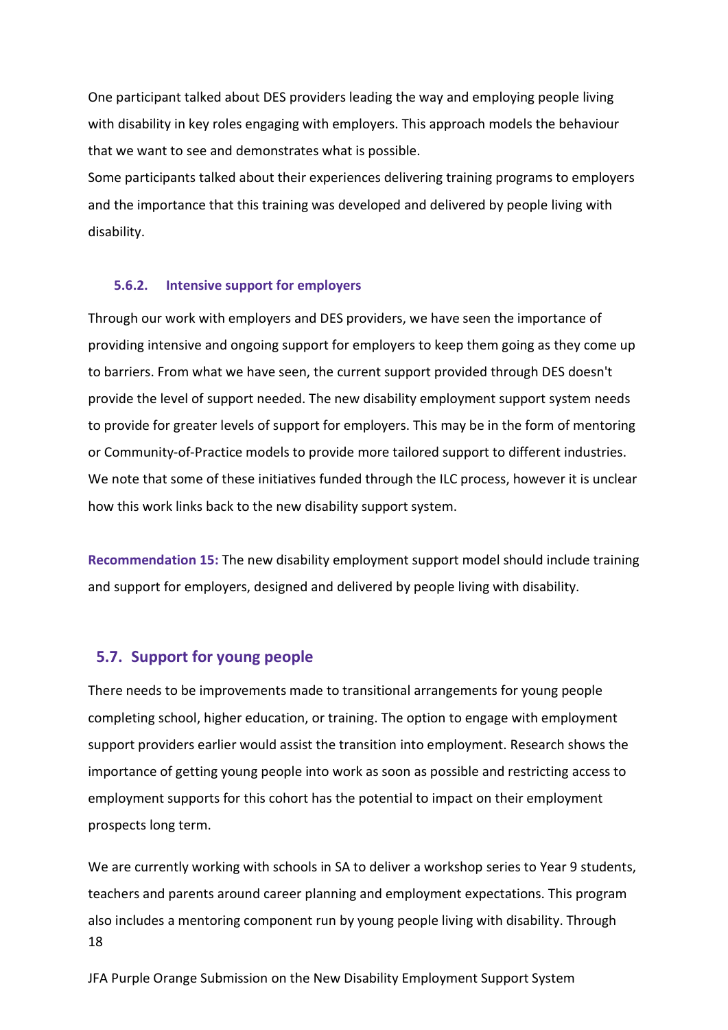One participant talked about DES providers leading the way and employing people living with disability in key roles engaging with employers. This approach models the behaviour that we want to see and demonstrates what is possible.
Some participants talked about their experiences delivering training programs to employers and the importance that this training was developed and delivered by people living with disability.

### 5.6.2. Intensive support for employers

Through our work with employers and DES providers, we have seen the importance of providing intensive and ongoing support for employers to keep them going as they come up to barriers. From what we have seen, the current support provided through DES doesn't provide the level of support needed. The new disability employment support system needs to provide for greater levels of support for employers. This may be in the form of mentoring or Community-of-Practice models to provide more tailored support to different industries. We note that some of these initiatives funded through the ILC process, however it is unclear how this work links back to the new disability support system.

**Recommendation 15:** The new disability employment support model should include training and support for employers, designed and delivered by people living with disability.

## 5.7. Support for young people

There needs to be improvements made to transitional arrangements for young people completing school, higher education, or training. The option to engage with employment support providers earlier would assist the transition into employment. Research shows the importance of getting young people into work as soon as possible and restricting access to employment supports for this cohort has the potential to impact on their employment prospects long term.

We are currently working with schools in SA to deliver a workshop series to Year 9 students, teachers and parents around career planning and employment expectations. This program also includes a mentoring component run by young people living with disability. Through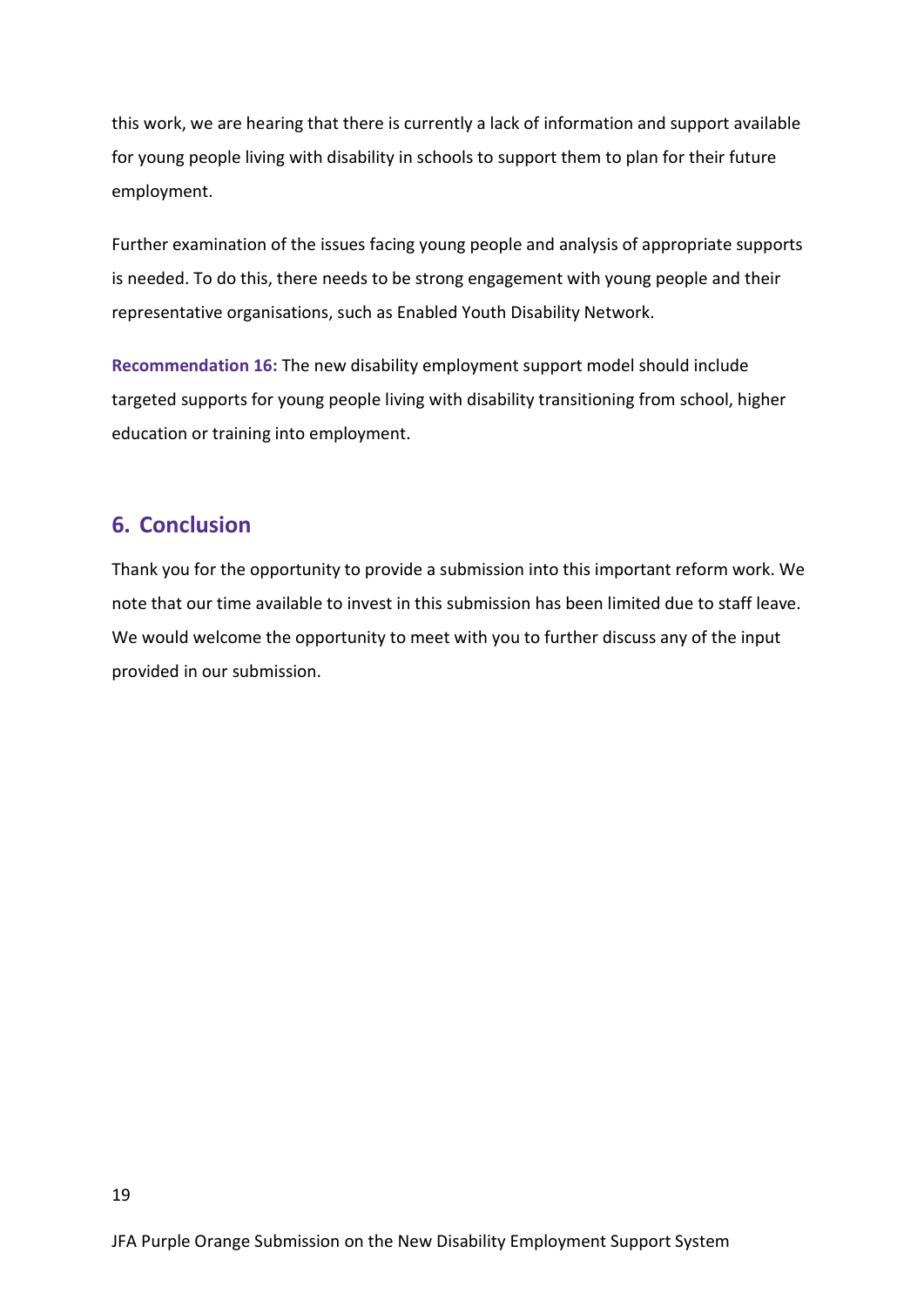this work, we are hearing that there is currently a lack of information and support available for young people living with disability in schools to support them to plan for their future employment.

Further examination of the issues facing young people and analysis of appropriate supports is needed. To do this, there needs to be strong engagement with young people and their representative organisations, such as Enabled Youth Disability Network.

**Recommendation 16:** The new disability employment support model should include targeted supports for young people living with disability transitioning from school, higher education or training into employment.

## 6. Conclusion

Thank you for the opportunity to provide a submission into this important reform work. We note that our time available to invest in this submission has been limited due to staff leave. We would welcome the opportunity to meet with you to further discuss any of the input provided in our submission.